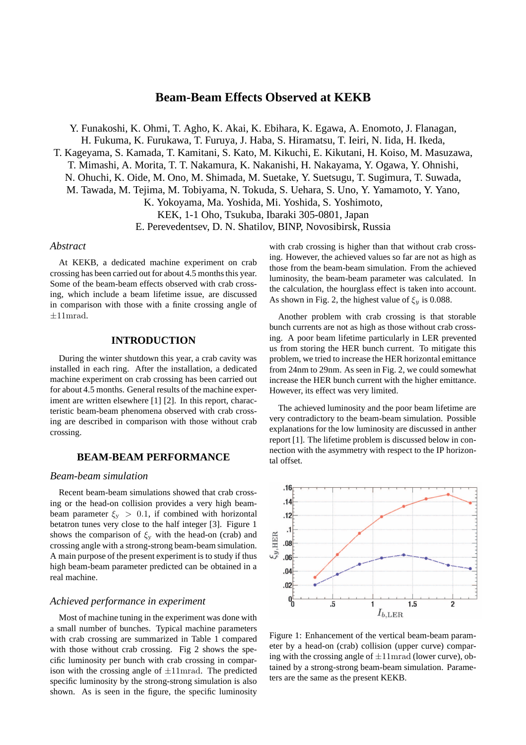# Beam-Beam Effects Observed at KEKB

Y. Funakoshi, K. Ohmi, T. Agho, K. Akai, K. Ebihara, K. Egawa, A. Enomoto, J. Flanagan, H. Fukuma, K. Furukawa, T. Furuya, J. Haba, S. Hiramatsu, T. Ieiri, N. Iida, H. Ikeda, T. Kageyama, S. Kamada, T. Kamitani, S. Kato, M. Kikuchi, E. Kikutani, H. Koiso, M. Masuzawa, T. Mimashi, A. Morita, T. T. Nakamura, K. Nakanishi, H. Nakayama, Y. Ogawa, Y. Ohnishi, N. Ohuchi, K. Oide, M. Ono, M. Shimada, M. Suetake, Y. Suetsugu, T. Sugimura, T. Suwada, M. Tawada, M. Tejima, M. Tobiyama, N. Tokuda, S. Uehara, S. Uno, Y. Yamamoto, Y. Yano, K. Yokoyama, Ma. Yoshida, Mi. Yoshida, S. Yoshimoto,
KEK, 1-1 Oho, Tsukuba, Ibaraki 305-0801, Japan
E. Perevedentsev, D. N. Shatilov, BINP, Novosibirsk, Russia

*Abstract*

At KEKB, a dedicated machine experiment on crab crossing has been carried out for about 4.5 months this year. Some of the beam-beam effects observed with crab crossing, which include a beam lifetime issue, are discussed in comparison with those with a finite crossing angle of $\pm 11\mathrm{mrad}$.

## INTRODUCTION

During the winter shutdown this year, a crab cavity was installed in each ring. After the installation, a dedicated machine experiment on crab crossing has been carried out for about 4.5 months. General results of the machine experiment are written elsewhere [1] [2]. In this report, characteristic beam-beam phenomena observed with crab crossing are described in comparison with those without crab crossing.

## BEAM-BEAM PERFORMANCE

### *Beam-beam simulation*

Recent beam-beam simulations showed that crab crossing or the head-on collision provides a very high beam-beam parameter $\xi_y > 0.1$, if combined with horizontal betatron tunes very close to the half integer [3]. Figure 1 shows the comparison of $\xi_y$ with the head-on (crab) and crossing angle with a strong-strong beam-beam simulation. A main purpose of the present experiment is to study if thus high beam-beam parameter predicted can be obtained in a real machine.

### *Achieved performance in experiment*

Most of machine tuning in the experiment was done with a small number of bunches. Typical machine parameters with crab crossing are summarized in Table 1 compared with those without crab crossing. Fig 2 shows the specific luminosity per bunch with crab crossing in comparison with the crossing angle of $\pm 11\mathrm{mrad}$. The predicted specific luminosity by the strong-strong simulation is also shown. As is seen in the figure, the specific luminosity with crab crossing is higher than that without crab crossing. However, the achieved values so far are not as high as those from the beam-beam simulation. From the achieved luminosity, the beam-beam parameter was calculated. In the calculation, the hourglass effect is taken into account. As shown in Fig. 2, the highest value of $\xi_y$ is 0.088.

Another problem with crab crossing is that storable bunch currents are not as high as those without crab crossing. A poor beam lifetime particularly in LER prevented us from storing the HER bunch current. To mitigate this problem, we tried to increase the HER horizontal emittance from 24nm to 29nm. As seen in Fig. 2, we could somewhat increase the HER bunch current with the higher emittance. However, its effect was very limited.

The achieved luminosity and the poor beam lifetime are very contradictory to the beam-beam simulation. Possible explanations for the low luminosity are discussed in anther report [1]. The lifetime problem is discussed below in connection with the asymmetry with respect to the IP horizontal offset.

Figure 1: Enhancement of the vertical beam-beam parameter by a head-on (crab) collision (upper curve) comparing with the crossing angle of $\pm 11\mathrm{mrad}$ (lower curve), obtained by a strong-strong beam-beam simulation. Parameters are the same as the present KEKB.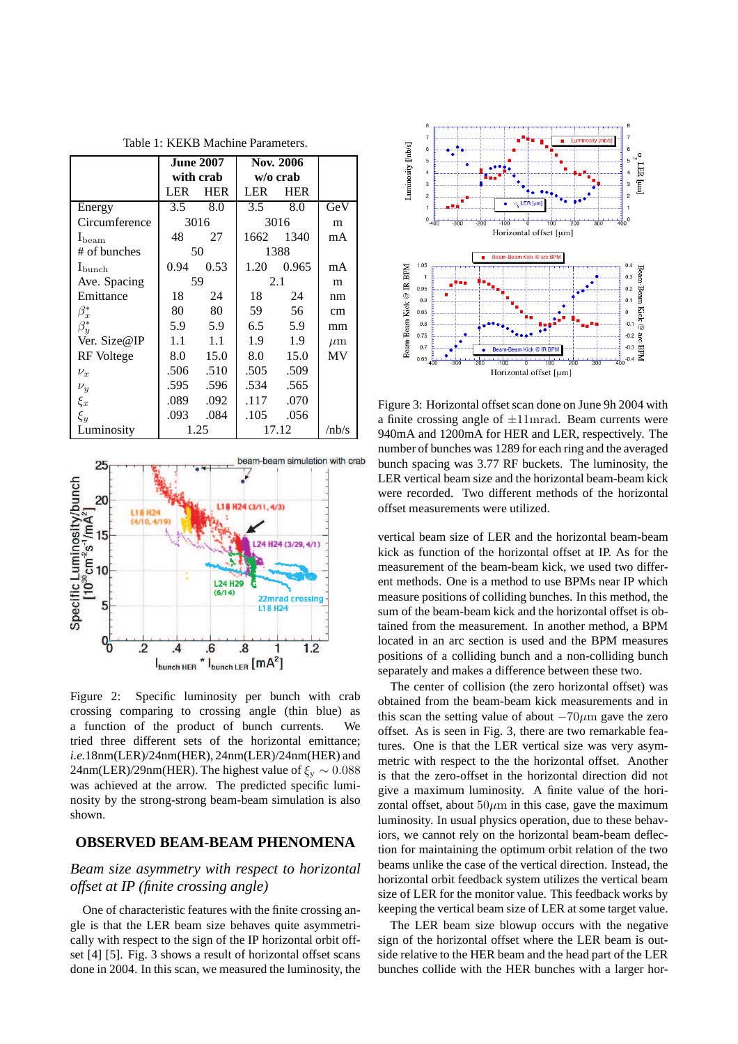Table 1: KEKB Machine Parameters.

| | June 2007 with crab | | Nov. 2006 w/o crab | | |
|---|---|---|---|---|---|
| | LER | HER | LER | HER | |
| Energy | 3.5 | 8.0 | 3.5 | 8.0 | GeV |
| Circumference | 3016 | | 3016 | | m |
| $I_{beam}$ | 48 | 27 | 1662 | 1340 | mA |
| # of bunches | 50 | | 1388 | | |
| $I_{bunch}$ | 0.94 | 0.53 | 1.20 | 0.965 | mA |
| Ave. Spacing | 59 | | 2.1 | | m |
| Emittance | 18 | 24 | 18 | 24 | nm |
| $\beta_x^*$ | 80 | 80 | 59 | 56 | cm |
| $\beta_y^*$ | 5.9 | 5.9 | 6.5 | 5.9 | mm |
| Ver. Size@IP | 1.1 | 1.1 | 1.9 | 1.9 | $\mu m$ |
| RF Voltege | 8.0 | 15.0 | 8.0 | 15.0 | MV |
| $\nu_x$ | .506 | .510 | .505 | .509 | |
| $\nu_y$ | .595 | .596 | .534 | .565 | |
| $\xi_x$ | .089 | .092 | .117 | .070 | |
| $\xi_y$ | .093 | .084 | .105 | .056 | |
| Luminosity | 1.25 | | 17.12 | | /nb/s |

Figure 2: Specific luminosity per bunch with crab crossing comparing to crossing angle (thin blue) as a function of the product of bunch currents. We tried three different sets of the horizontal emittance; *i.e.*18nm(LER)/24nm(HER), 24nm(LER)/24nm(HER) and 24nm(LER)/29nm(HER). The highest value of $\xi_y \sim 0.088$ was achieved at the arrow. The predicted specific luminosity by the strong-strong beam-beam simulation is also shown.

## OBSERVED BEAM-BEAM PHENOMENA

### *Beam size asymmetry with respect to horizontal offset at IP (finite crossing angle)*

One of characteristic features with the finite crossing angle is that the LER beam size behaves quite asymmetrically with respect to the sign of the IP horizontal offset [4] [5]. Fig. 3 shows a result of horizontal offset scans done in 2004. In this scan, we measured the luminosity, the vertical beam size of LER and the horizontal beam-beam kick as function of the horizontal offset at IP. As for the measurement of the beam-beam kick, we used two different methods. One is a method to use BPMs near IP which measure positions of colliding bunches. In this method, the sum of the beam-beam kick and the horizontal offset is obtained from the measurement. In another method, a BPM located in an arc section is used and the BPM measures positions of a colliding bunch and a non-colliding bunch separately and makes a difference between these two.

Figure 3: Horizontal offset scan done on June 9h 2004 with a finite crossing angle of $\pm$11mrad. Beam currents were 940mA and 1200mA for HER and LER, respectively. The number of bunches was 1289 for each ring and the averaged bunch spacing was 3.77 RF buckets. The luminosity, the LER vertical beam size and the horizontal beam-beam kick were recorded. Two different methods of the horizontal offset measurements were utilized.

The center of collision (the zero horizontal offset) was obtained from the beam-beam kick measurements and in this scan the setting value of about $-70\mu m$ gave the zero offset. As is seen in Fig. 3, there are two remarkable features. One is that the LER vertical size was very asymmetric with respect to the the horizontal offset. Another is that the zero-offset in the horizontal direction did not give a maximum luminosity. A finite value of the horizontal offset, about $50\mu m$ in this case, gave the maximum luminosity. In usual physics operation, due to these behaviors, we cannot rely on the horizontal beam-beam deflection for maintaining the optimum orbit relation of the two beams unlike the case of the vertical direction. Instead, the horizontal orbit feedback system utilizes the vertical beam size of LER for the monitor value. This feedback works by keeping the vertical beam size of LER at some target value.

The LER beam size blowup occurs with the negative sign of the horizontal offset where the LER beam is outside relative to the HER beam and the head part of the LER bunches collide with the HER bunches with a larger hor-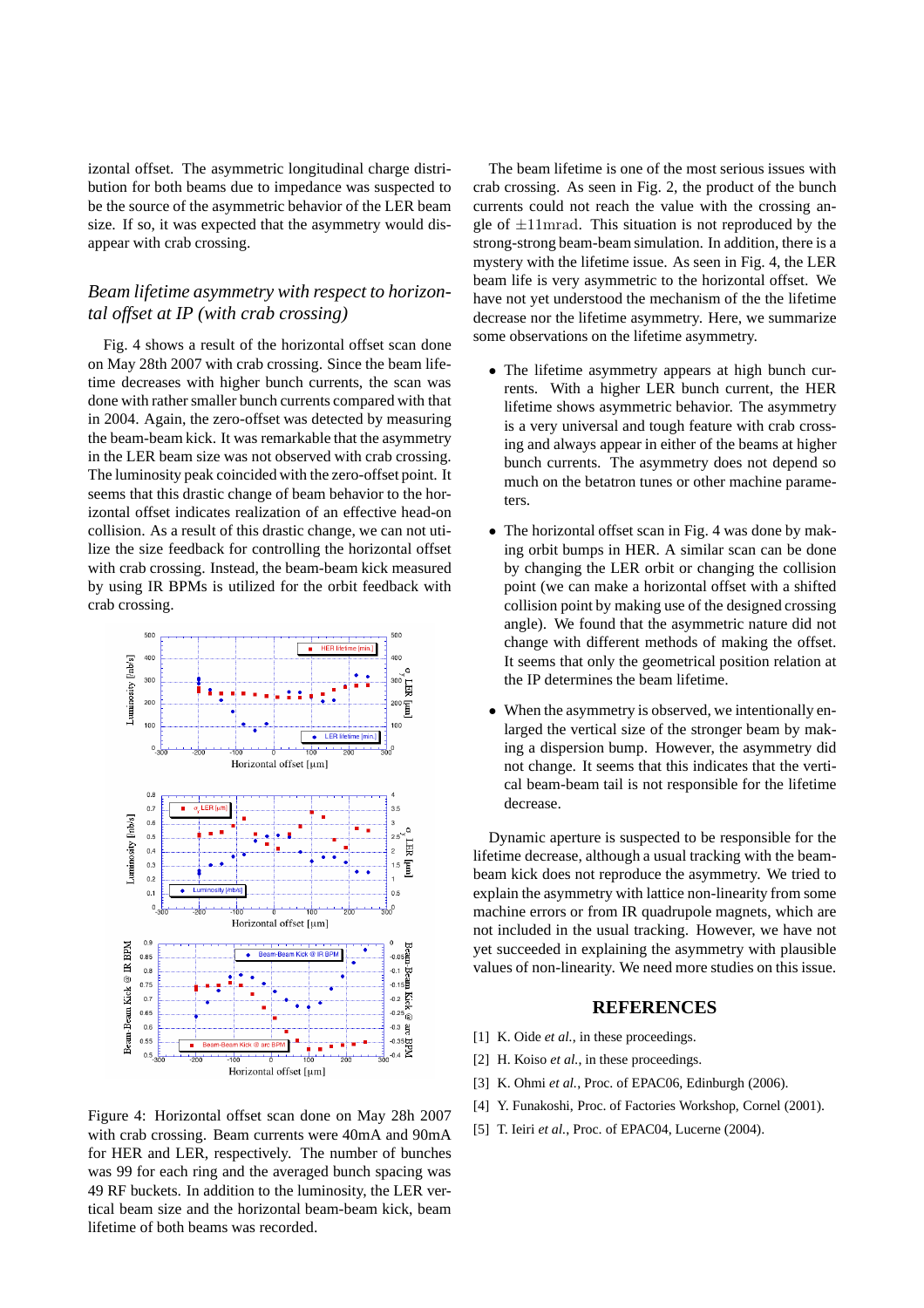izontal offset. The asymmetric longitudinal charge distribution for both beams due to impedance was suspected to be the source of the asymmetric behavior of the LER beam size. If so, it was expected that the asymmetry would disappear with crab crossing.

### *Beam lifetime asymmetry with respect to horizontal offset at IP (with crab crossing)*

Fig. 4 shows a result of the horizontal offset scan done on May 28th 2007 with crab crossing. Since the beam lifetime decreases with higher bunch currents, the scan was done with rather smaller bunch currents compared with that in 2004. Again, the zero-offset was detected by measuring the beam-beam kick. It was remarkable that the asymmetry in the LER beam size was not observed with crab crossing. The luminosity peak coincided with the zero-offset point. It seems that this drastic change of beam behavior to the horizontal offset indicates realization of an effective head-on collision. As a result of this drastic change, we can not utilize the size feedback for controlling the horizontal offset with crab crossing. Instead, the beam-beam kick measured by using IR BPMs is utilized for the orbit feedback with crab crossing.

Luminosity [/nb/s]
HER lifetime [min.]
LER lifetime [min.]
$\sigma_y$ LER [μm]
Horizontal offset [μm]

Luminosity [/nb/s]
$\sigma_y$ LER [μm]
Luminosity [/nb/s]
Horizontal offset [μm]

Beam-Beam Kick @ IR BPM
Beam-Beam Kick @ arc BPM
Horizontal offset [μm]

Figure 4: Horizontal offset scan done on May 28h 2007 with crab crossing. Beam currents were 40mA and 90mA for HER and LER, respectively. The number of bunches was 99 for each ring and the averaged bunch spacing was 49 RF buckets. In addition to the luminosity, the LER vertical beam size and the horizontal beam-beam kick, beam lifetime of both beams was recorded.

The beam lifetime is one of the most serious issues with crab crossing. As seen in Fig. 2, the product of the bunch currents could not reach the value with the crossing angle of $\pm 11\mathrm{mrad}$. This situation is not reproduced by the strong-strong beam-beam simulation. In addition, there is a mystery with the lifetime issue. As seen in Fig. 4, the LER beam life is very asymmetric to the horizontal offset. We have not yet understood the mechanism of the the lifetime decrease nor the lifetime asymmetry. Here, we summarize some observations on the lifetime asymmetry.

- The lifetime asymmetry appears at high bunch currents. With a higher LER bunch current, the HER lifetime shows asymmetric behavior. The asymmetry is a very universal and tough feature with crab crossing and always appear in either of the beams at higher bunch currents. The asymmetry does not depend so much on the betatron tunes or other machine parameters.
- The horizontal offset scan in Fig. 4 was done by making orbit bumps in HER. A similar scan can be done by changing the LER orbit or changing the collision point (we can make a horizontal offset with a shifted collision point by making use of the designed crossing angle). We found that the asymmetric nature did not change with different methods of making the offset. It seems that only the geometrical position relation at the IP determines the beam lifetime.
- When the asymmetry is observed, we intentionally enlarged the vertical size of the stronger beam by making a dispersion bump. However, the asymmetry did not change. It seems that this indicates that the vertical beam-beam tail is not responsible for the lifetime decrease.

Dynamic aperture is suspected to be responsible for the lifetime decrease, although a usual tracking with the beam-beam kick does not reproduce the asymmetry. We tried to explain the asymmetry with lattice non-linearity from some machine errors or from IR quadrupole magnets, which are not included in the usual tracking. However, we have not yet succeeded in explaining the asymmetry with plausible values of non-linearity. We need more studies on this issue.

## REFERENCES

[1] K. Oide *et al.*, in these proceedings.

[2] H. Koiso *et al.*, in these proceedings.

[3] K. Ohmi *et al.*, Proc. of EPAC06, Edinburgh (2006).

[4] Y. Funakoshi, Proc. of Factories Workshop, Cornel (2001).

[5] T. Ieiri *et al.*, Proc. of EPAC04, Lucerne (2004).